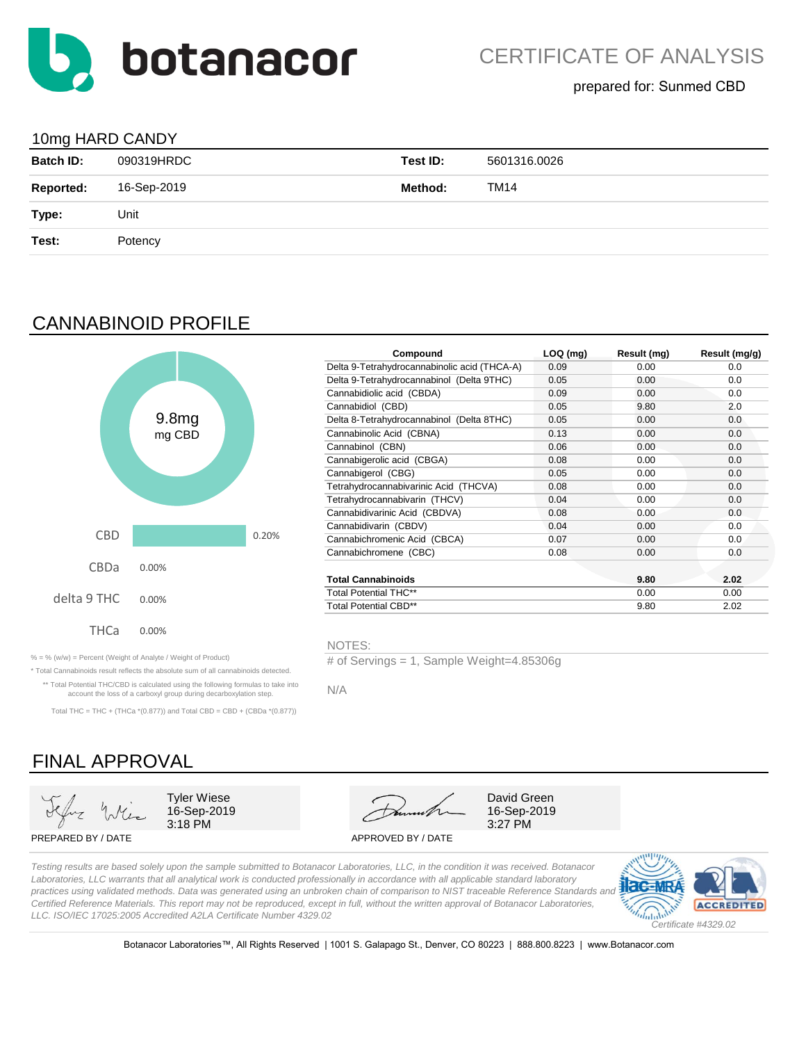# botanacor

## CERTIFICATE OF ANALYSIS

prepared for: Sunmed CBD

### 10mg HARD CANDY

| | | | |
|---|---|---|---|
| **Batch ID:** | 090319HRDC | **Test ID:** | 5601316.0026 |
| **Reported:** | 16-Sep-2019 | **Method:** | TM14 |
| **Type:** | Unit | | |
| **Test:** | Potency | | |

## CANNABINOID PROFILE

9.8mg
mg CBD

| | |
|---|---|
| CBD | 0.20% |
| CBDa | 0.00% |
| delta 9 THC | 0.00% |
| THCa | 0.00% |

| Compound | LOQ (mg) | Result (mg) | Result (mg/g) |
|---|---|---|---|
| Delta 9-Tetrahydrocannabinolic acid (THCA-A) | 0.09 | 0.00 | 0.0 |
| Delta 9-Tetrahydrocannabinol (Delta 9THC) | 0.05 | 0.00 | 0.0 |
| Cannabidiolic acid (CBDA) | 0.09 | 0.00 | 0.0 |
| Cannabidiol (CBD) | 0.05 | 9.80 | 2.0 |
| Delta 8-Tetrahydrocannabinol (Delta 8THC) | 0.05 | 0.00 | 0.0 |
| Cannabinolic Acid (CBNA) | 0.13 | 0.00 | 0.0 |
| Cannabinol (CBN) | 0.06 | 0.00 | 0.0 |
| Cannabigerolic acid (CBGA) | 0.08 | 0.00 | 0.0 |
| Cannabigerol (CBG) | 0.05 | 0.00 | 0.0 |
| Tetrahydrocannabivarinic Acid (THCVA) | 0.08 | 0.00 | 0.0 |
| Tetrahydrocannabivarin (THCV) | 0.04 | 0.00 | 0.0 |
| Cannabidivarinic Acid (CBDVA) | 0.08 | 0.00 | 0.0 |
| Cannabidivarin (CBDV) | 0.04 | 0.00 | 0.0 |
| Cannabichromenic Acid (CBCA) | 0.07 | 0.00 | 0.0 |
| Cannabichromene (CBC) | 0.08 | 0.00 | 0.0 |
| **Total Cannabinoids** | | **9.80** | **2.02** |
| Total Potential THC** | | 0.00 | 0.00 |
| Total Potential CBD** | | 9.80 | 2.02 |

% = % (w/w) = Percent (Weight of Analyte / Weight of Product)

* Total Cannabinoids result reflects the absolute sum of all cannabinoids detected.

** Total Potential THC/CBD is calculated using the following formulas to take into account the loss of a carboxyl group during decarboxylation step.

Total THC = THC + (THCa *(0.877)) and Total CBD = CBD + (CBDa *(0.877))

NOTES:

# of Servings = 1, Sample Weight=4.85306g

N/A

## FINAL APPROVAL

Tyler Wiese
16-Sep-2019
3:18 PM

PREPARED BY / DATE

David Green
16-Sep-2019
3:27 PM

APPROVED BY / DATE

*Testing results are based solely upon the sample submitted to Botanacor Laboratories, LLC, in the condition it was received. Botanacor Laboratories, LLC warrants that all analytical work is conducted professionally in accordance with all applicable standard laboratory practices using validated methods. Data was generated using an unbroken chain of comparison to NIST traceable Reference Standards and Certified Reference Materials. This report may not be reproduced, except in full, without the written approval of Botanacor Laboratories, LLC. ISO/IEC 17025:2005 Accredited A2LA Certificate Number 4329.02*

ilac-MRA | A2LA ACCREDITED

*Certificate #4329.02*

Botanacor Laboratories™, All Rights Reserved | 1001 S. Galapago St., Denver, CO 80223 | 888.800.8223 | www.Botanacor.com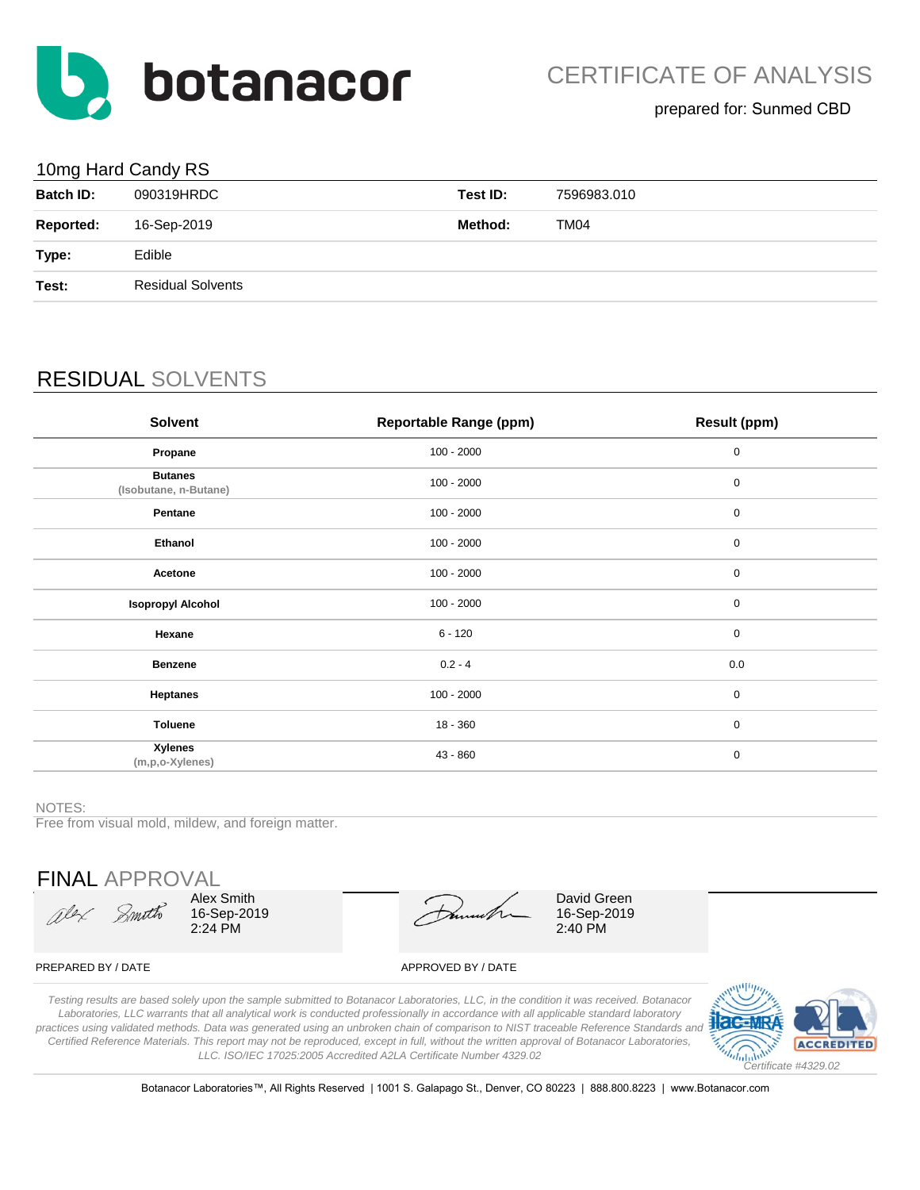# botanacor

## CERTIFICATE OF ANALYSIS

prepared for: Sunmed CBD

### 10mg Hard Candy RS

| | | | |
|---|---|---|---|
| **Batch ID:** | 090319HRDC | **Test ID:** | 7596983.010 |
| **Reported:** | 16-Sep-2019 | **Method:** | TM04 |
| **Type:** | Edible | | |
| **Test:** | Residual Solvents | | |

## RESIDUAL SOLVENTS

| Solvent | Reportable Range (ppm) | Result (ppm) |
|---|---|---|
| **Propane** | 100 - 2000 | 0 |
| **Butanes** (Isobutane, n-Butane) | 100 - 2000 | 0 |
| **Pentane** | 100 - 2000 | 0 |
| **Ethanol** | 100 - 2000 | 0 |
| **Acetone** | 100 - 2000 | 0 |
| **Isopropyl Alcohol** | 100 - 2000 | 0 |
| **Hexane** | 6 - 120 | 0 |
| **Benzene** | 0.2 - 4 | 0.0 |
| **Heptanes** | 100 - 2000 | 0 |
| **Toluene** | 18 - 360 | 0 |
| **Xylenes** (m,p,o-Xylenes) | 43 - 860 | 0 |

NOTES:

Free from visual mold, mildew, and foreign matter.

## FINAL APPROVAL

| PREPARED BY / DATE | APPROVED BY / DATE |
|---|---|
| Alex Smith<br>16-Sep-2019<br>2:24 PM | David Green<br>16-Sep-2019<br>2:40 PM |

*Testing results are based solely upon the sample submitted to Botanacor Laboratories, LLC, in the condition it was received. Botanacor Laboratories, LLC warrants that all analytical work is conducted professionally in accordance with all applicable standard laboratory practices using validated methods. Data was generated using an unbroken chain of comparison to NIST traceable Reference Standards and Certified Reference Materials. This report may not be reproduced, except in full, without the written approval of Botanacor Laboratories, LLC. ISO/IEC 17025:2005 Accredited A2LA Certificate Number 4329.02*

ilac-MRA | A2LA ACCREDITED

*Certificate #4329.02*

Botanacor Laboratories™, All Rights Reserved | 1001 S. Galapago St., Denver, CO 80223 | 888.800.8223 | www.Botanacor.com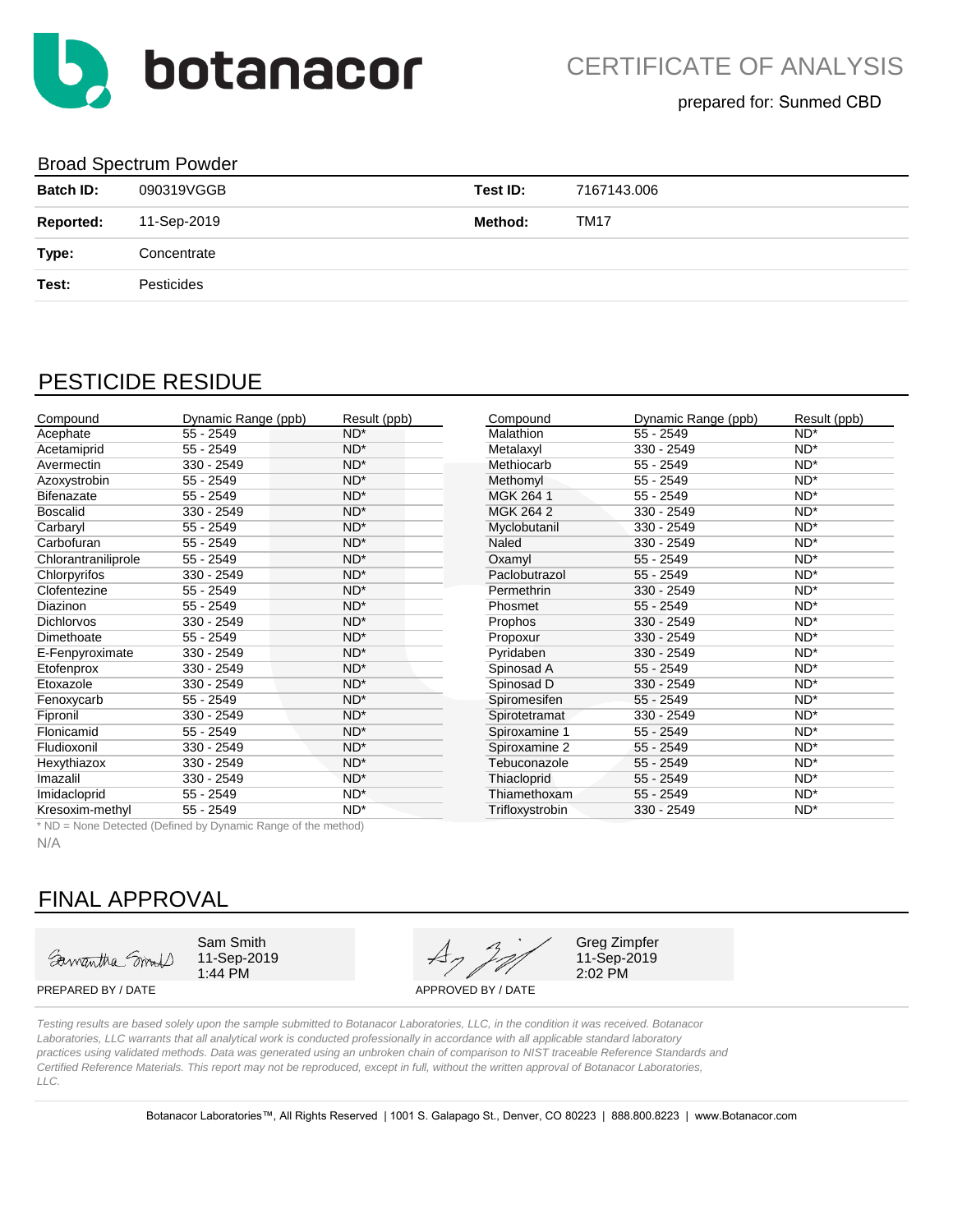# botanacor

## CERTIFICATE OF ANALYSIS

prepared for: Sunmed CBD

### Broad Spectrum Powder

| | | | |
|---|---|---|---|
| **Batch ID:** | 090319VGGB | **Test ID:** | 7167143.006 |
| **Reported:** | 11-Sep-2019 | **Method:** | TM17 |
| **Type:** | Concentrate | | |
| **Test:** | Pesticides | | |

## PESTICIDE RESIDUE

| Compound | Dynamic Range (ppb) | Result (ppb) |
|---|---|---|
| Acephate | 55 - 2549 | ND* |
| Acetamiprid | 55 - 2549 | ND* |
| Avermectin | 330 - 2549 | ND* |
| Azoxystrobin | 55 - 2549 | ND* |
| Bifenazate | 55 - 2549 | ND* |
| Boscalid | 330 - 2549 | ND* |
| Carbaryl | 55 - 2549 | ND* |
| Carbofuran | 55 - 2549 | ND* |
| Chlorantraniliprole | 55 - 2549 | ND* |
| Chlorpyrifos | 330 - 2549 | ND* |
| Clofentezine | 55 - 2549 | ND* |
| Diazinon | 55 - 2549 | ND* |
| Dichlorvos | 330 - 2549 | ND* |
| Dimethoate | 55 - 2549 | ND* |
| E-Fenpyroximate | 330 - 2549 | ND* |
| Etofenprox | 330 - 2549 | ND* |
| Etoxazole | 330 - 2549 | ND* |
| Fenoxycarb | 55 - 2549 | ND* |
| Fipronil | 330 - 2549 | ND* |
| Flonicamid | 55 - 2549 | ND* |
| Fludioxonil | 330 - 2549 | ND* |
| Hexythiazox | 330 - 2549 | ND* |
| Imazalil | 330 - 2549 | ND* |
| Imidacloprid | 55 - 2549 | ND* |
| Kresoxim-methyl | 55 - 2549 | ND* |
| Malathion | 55 - 2549 | ND* |
| Metalaxyl | 330 - 2549 | ND* |
| Methiocarb | 55 - 2549 | ND* |
| Methomyl | 55 - 2549 | ND* |
| MGK 264 1 | 55 - 2549 | ND* |
| MGK 264 2 | 330 - 2549 | ND* |
| Myclobutanil | 330 - 2549 | ND* |
| Naled | 330 - 2549 | ND* |
| Oxamyl | 55 - 2549 | ND* |
| Paclobutrazol | 55 - 2549 | ND* |
| Permethrin | 330 - 2549 | ND* |
| Phosmet | 55 - 2549 | ND* |
| Prophos | 330 - 2549 | ND* |
| Propoxur | 330 - 2549 | ND* |
| Pyridaben | 330 - 2549 | ND* |
| Spinosad A | 55 - 2549 | ND* |
| Spinosad D | 330 - 2549 | ND* |
| Spiromesifen | 55 - 2549 | ND* |
| Spirotetramat | 330 - 2549 | ND* |
| Spiroxamine 1 | 55 - 2549 | ND* |
| Spiroxamine 2 | 55 - 2549 | ND* |
| Tebuconazole | 55 - 2549 | ND* |
| Thiacloprid | 55 - 2549 | ND* |
| Thiamethoxam | 55 - 2549 | ND* |
| Trifloxystrobin | 330 - 2549 | ND* |

* ND = None Detected (Defined by Dynamic Range of the method)

N/A

## FINAL APPROVAL

| PREPARED BY / DATE | APPROVED BY / DATE |
|---|---|
| Sam Smith 11-Sep-2019 1:44 PM | Greg Zimpfer 11-Sep-2019 2:02 PM |

*Testing results are based solely upon the sample submitted to Botanacor Laboratories, LLC, in the condition it was received. Botanacor Laboratories, LLC warrants that all analytical work is conducted professionally in accordance with all applicable standard laboratory practices using validated methods. Data was generated using an unbroken chain of comparison to NIST traceable Reference Standards and Certified Reference Materials. This report may not be reproduced, except in full, without the written approval of Botanacor Laboratories, LLC.*

Botanacor Laboratories™, All Rights Reserved | 1001 S. Galapago St., Denver, CO 80223 | 888.800.8223 | www.Botanacor.com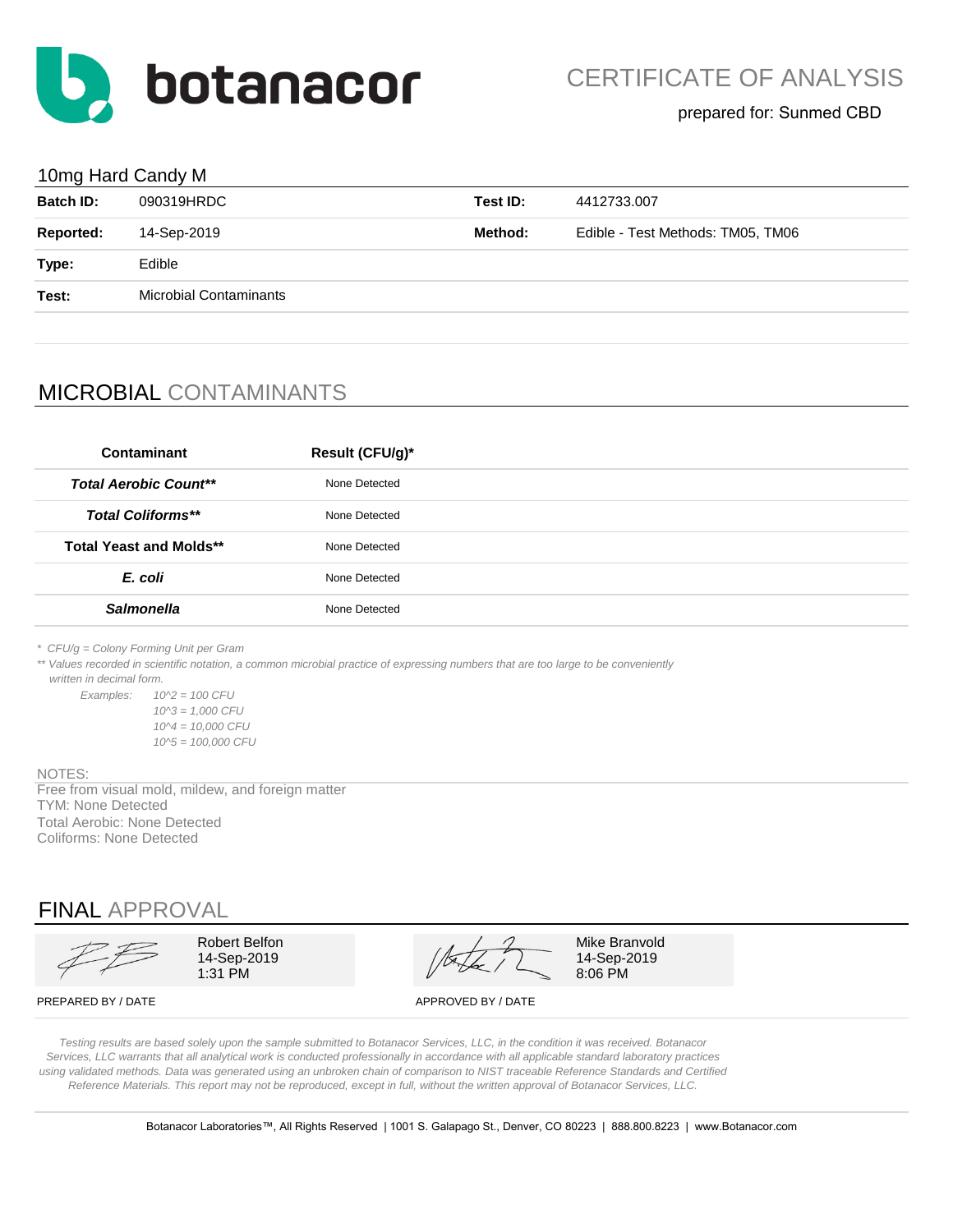# botanacor

## CERTIFICATE OF ANALYSIS

prepared for: Sunmed CBD

10mg Hard Candy M

| | | | |
|---|---|---|---|
| **Batch ID:** | 090319HRDC | **Test ID:** | 4412733.007 |
| **Reported:** | 14-Sep-2019 | **Method:** | Edible - Test Methods: TM05, TM06 |
| **Type:** | Edible | | |
| **Test:** | Microbial Contaminants | | |

## MICROBIAL CONTAMINANTS

| Contaminant | Result (CFU/g)* |
|---|---|
| ***Total Aerobic Count*** ** | None Detected |
| ***Total Coliforms*** ** | None Detected |
| **Total Yeast and Molds** ** | None Detected |
| ***E. coli*** | None Detected |
| ***Salmonella*** | None Detected |

*\* CFU/g = Colony Forming Unit per Gram*

*\*\* Values recorded in scientific notation, a common microbial practice of expressing numbers that are too large to be conveniently written in decimal form.*

*Examples: 10^2 = 100 CFU*
*10^3 = 1,000 CFU*
*10^4 = 10,000 CFU*
*10^5 = 100,000 CFU*

NOTES:
Free from visual mold, mildew, and foreign matter
TYM: None Detected
Total Aerobic: None Detected
Coliforms: None Detected

## FINAL APPROVAL

| | |
|---|---|
| Robert Belfon 14-Sep-2019 1:31 PM | Mike Branvold 14-Sep-2019 8:06 PM |
| PREPARED BY / DATE | APPROVED BY / DATE |

*Testing results are based solely upon the sample submitted to Botanacor Services, LLC, in the condition it was received. Botanacor Services, LLC warrants that all analytical work is conducted professionally in accordance with all applicable standard laboratory practices using validated methods. Data was generated using an unbroken chain of comparison to NIST traceable Reference Standards and Certified Reference Materials. This report may not be reproduced, except in full, without the written approval of Botanacor Services, LLC.*

Botanacor Laboratories™, All Rights Reserved | 1001 S. Galapago St., Denver, CO 80223 | 888.800.8223 | www.Botanacor.com